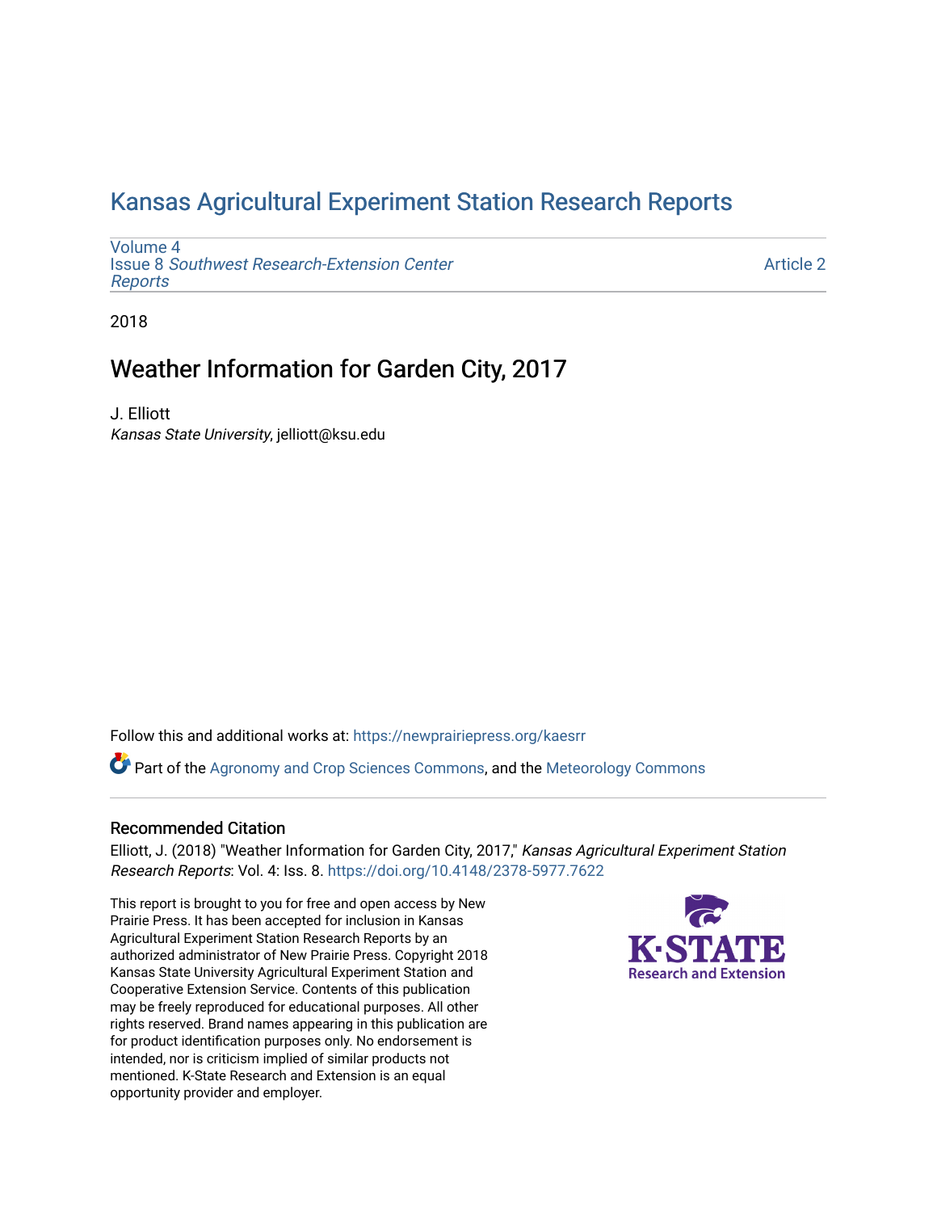# Kansas Agricultural Experiment Station Research Reports

Volume 4
Issue 8 *Southwest Research-Extension Center Reports*

Article 2

2018

## Weather Information for Garden City, 2017

J. Elliott
*Kansas State University*, jelliott@ksu.edu

Follow this and additional works at: https://newprairiepress.org/kaesrr

Part of the Agronomy and Crop Sciences Commons, and the Meteorology Commons

### Recommended Citation

Elliott, J. (2018) "Weather Information for Garden City, 2017," *Kansas Agricultural Experiment Station Research Reports*: Vol. 4: Iss. 8. https://doi.org/10.4148/2378-5977.7622

This report is brought to you for free and open access by New Prairie Press. It has been accepted for inclusion in Kansas Agricultural Experiment Station Research Reports by an authorized administrator of New Prairie Press. Copyright 2018 Kansas State University Agricultural Experiment Station and Cooperative Extension Service. Contents of this publication may be freely reproduced for educational purposes. All other rights reserved. Brand names appearing in this publication are for product identification purposes only. No endorsement is intended, nor is criticism implied of similar products not mentioned. K-State Research and Extension is an equal opportunity provider and employer.

K·STATE Research and Extension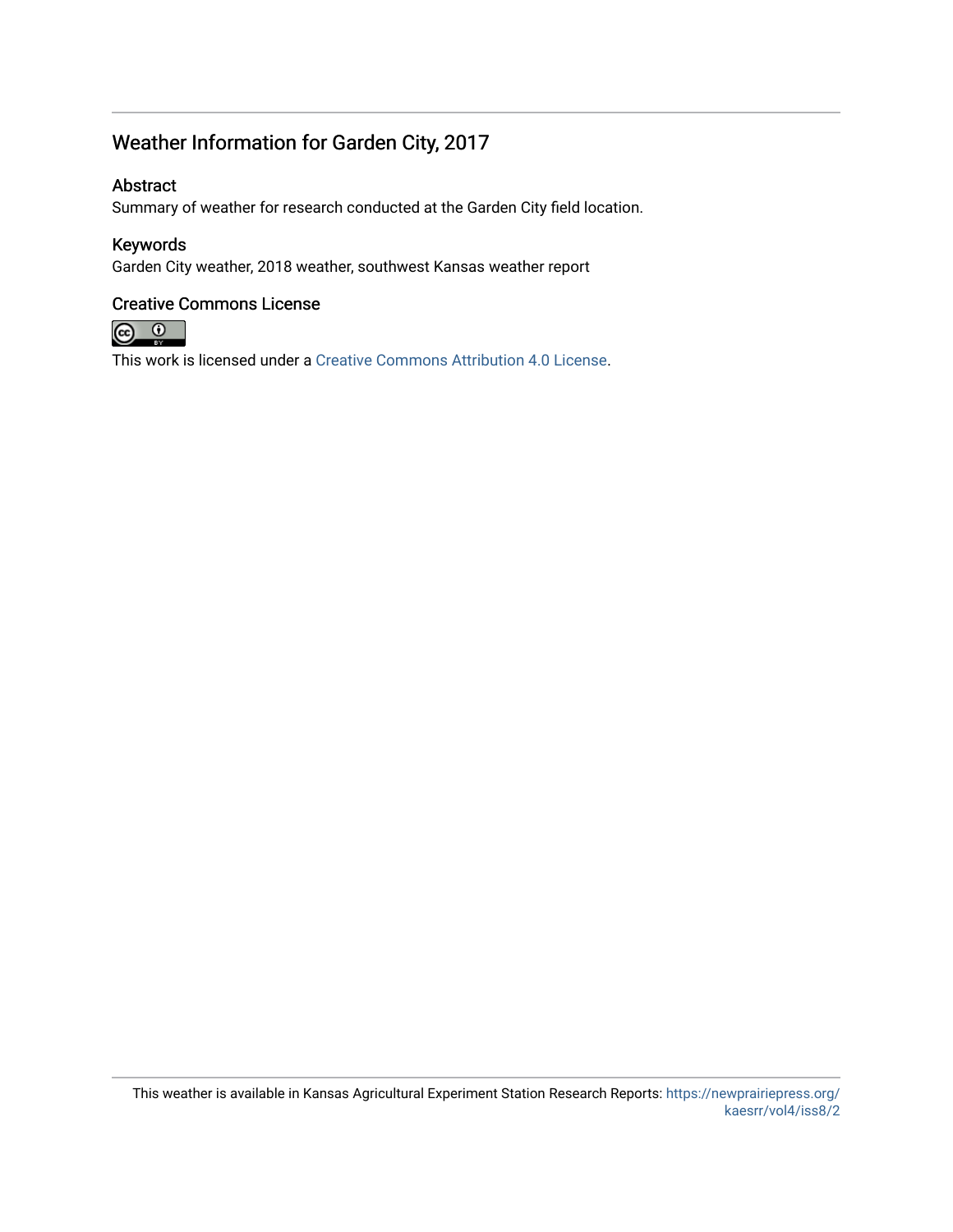# Weather Information for Garden City, 2017

## Abstract

Summary of weather for research conducted at the Garden City field location.

## Keywords

Garden City weather, 2018 weather, southwest Kansas weather report

## Creative Commons License

This work is licensed under a Creative Commons Attribution 4.0 License.

This weather is available in Kansas Agricultural Experiment Station Research Reports: https://newprairiepress.org/kaesrr/vol4/iss8/2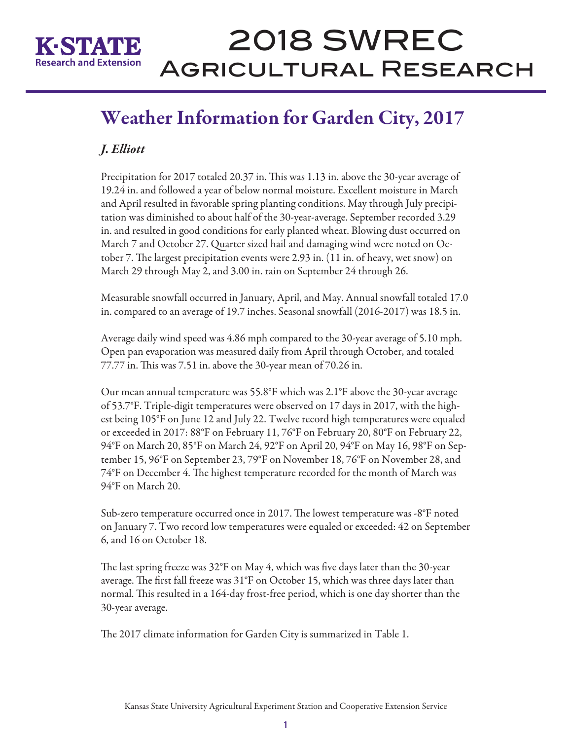# 2018 SWREC Agricultural Research

## Weather Information for Garden City, 2017

*J. Elliott*

Precipitation for 2017 totaled 20.37 in. This was 1.13 in. above the 30-year average of 19.24 in. and followed a year of below normal moisture. Excellent moisture in March and April resulted in favorable spring planting conditions. May through July precipitation was diminished to about half of the 30-year-average. September recorded 3.29 in. and resulted in good conditions for early planted wheat. Blowing dust occurred on March 7 and October 27. Quarter sized hail and damaging wind were noted on October 7. The largest precipitation events were 2.93 in. (11 in. of heavy, wet snow) on March 29 through May 2, and 3.00 in. rain on September 24 through 26.

Measurable snowfall occurred in January, April, and May. Annual snowfall totaled 17.0 in. compared to an average of 19.7 inches. Seasonal snowfall (2016-2017) was 18.5 in.

Average daily wind speed was 4.86 mph compared to the 30-year average of 5.10 mph. Open pan evaporation was measured daily from April through October, and totaled 77.77 in. This was 7.51 in. above the 30-year mean of 70.26 in.

Our mean annual temperature was 55.8°F which was 2.1°F above the 30-year average of 53.7°F. Triple-digit temperatures were observed on 17 days in 2017, with the highest being 105°F on June 12 and July 22. Twelve record high temperatures were equaled or exceeded in 2017: 88°F on February 11, 76°F on February 20, 80°F on February 22, 94°F on March 20, 85°F on March 24, 92°F on April 20, 94°F on May 16, 98°F on September 15, 96°F on September 23, 79°F on November 18, 76°F on November 28, and 74°F on December 4. The highest temperature recorded for the month of March was 94°F on March 20.

Sub-zero temperature occurred once in 2017. The lowest temperature was -8°F noted on January 7. Two record low temperatures were equaled or exceeded: 42 on September 6, and 16 on October 18.

The last spring freeze was 32°F on May 4, which was five days later than the 30-year average. The first fall freeze was 31°F on October 15, which was three days later than normal. This resulted in a 164-day frost-free period, which is one day shorter than the 30-year average.

The 2017 climate information for Garden City is summarized in Table 1.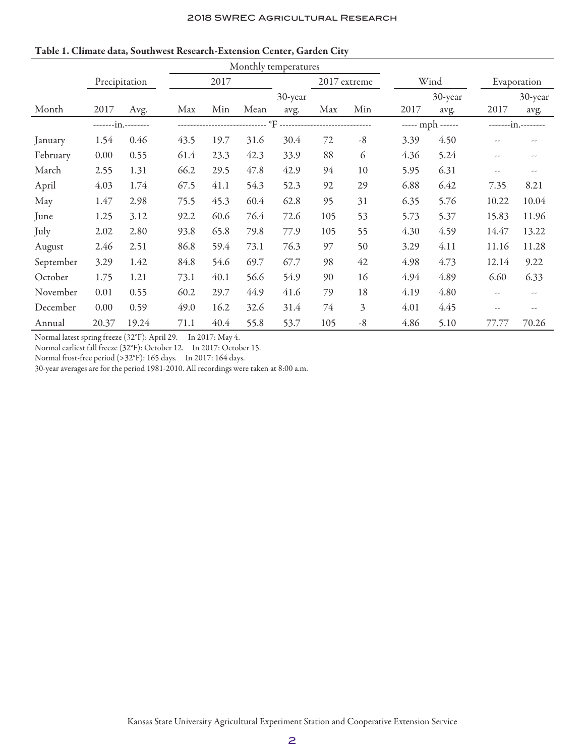**Table 1. Climate data, Southwest Research-Extension Center, Garden City**

| | Precipitation | | Monthly temperatures | | | | | | Wind | | Evaporation | |
|---|---|---|---|---|---|---|---|---|---|---|---|---|
| | | | 2017 | | | | 2017 extreme | | | | | |
| Month | 2017 | Avg. | Max | Min | Mean | 30-year avg. | Max | Min | 2017 | 30-year avg. | 2017 | 30-year avg. |
| | -------in.-------- | | ----------------------------- °F ----------------------------- | | | | | | ----- mph ------ | | -------in.-------- | |
| January | 1.54 | 0.46 | 43.5 | 19.7 | 31.6 | 30.4 | 72 | -8 | 3.39 | 4.50 | -- | -- |
| February | 0.00 | 0.55 | 61.4 | 23.3 | 42.3 | 33.9 | 88 | 6 | 4.36 | 5.24 | -- | -- |
| March | 2.55 | 1.31 | 66.2 | 29.5 | 47.8 | 42.9 | 94 | 10 | 5.95 | 6.31 | -- | -- |
| April | 4.03 | 1.74 | 67.5 | 41.1 | 54.3 | 52.3 | 92 | 29 | 6.88 | 6.42 | 7.35 | 8.21 |
| May | 1.47 | 2.98 | 75.5 | 45.3 | 60.4 | 62.8 | 95 | 31 | 6.35 | 5.76 | 10.22 | 10.04 |
| June | 1.25 | 3.12 | 92.2 | 60.6 | 76.4 | 72.6 | 105 | 53 | 5.73 | 5.37 | 15.83 | 11.96 |
| July | 2.02 | 2.80 | 93.8 | 65.8 | 79.8 | 77.9 | 105 | 55 | 4.30 | 4.59 | 14.47 | 13.22 |
| August | 2.46 | 2.51 | 86.8 | 59.4 | 73.1 | 76.3 | 97 | 50 | 3.29 | 4.11 | 11.16 | 11.28 |
| September | 3.29 | 1.42 | 84.8 | 54.6 | 69.7 | 67.7 | 98 | 42 | 4.98 | 4.73 | 12.14 | 9.22 |
| October | 1.75 | 1.21 | 73.1 | 40.1 | 56.6 | 54.9 | 90 | 16 | 4.94 | 4.89 | 6.60 | 6.33 |
| November | 0.01 | 0.55 | 60.2 | 29.7 | 44.9 | 41.6 | 79 | 18 | 4.19 | 4.80 | -- | -- |
| December | 0.00 | 0.59 | 49.0 | 16.2 | 32.6 | 31.4 | 74 | 3 | 4.01 | 4.45 | -- | -- |
| Annual | 20.37 | 19.24 | 71.1 | 40.4 | 55.8 | 53.7 | 105 | -8 | 4.86 | 5.10 | 77.77 | 70.26 |

Normal latest spring freeze (32°F): April 29. In 2017: May 4.

Normal earliest fall freeze (32°F): October 12. In 2017: October 15.

Normal frost-free period (>32°F): 165 days. In 2017: 164 days.

30-year averages are for the period 1981-2010. All recordings were taken at 8:00 a.m.